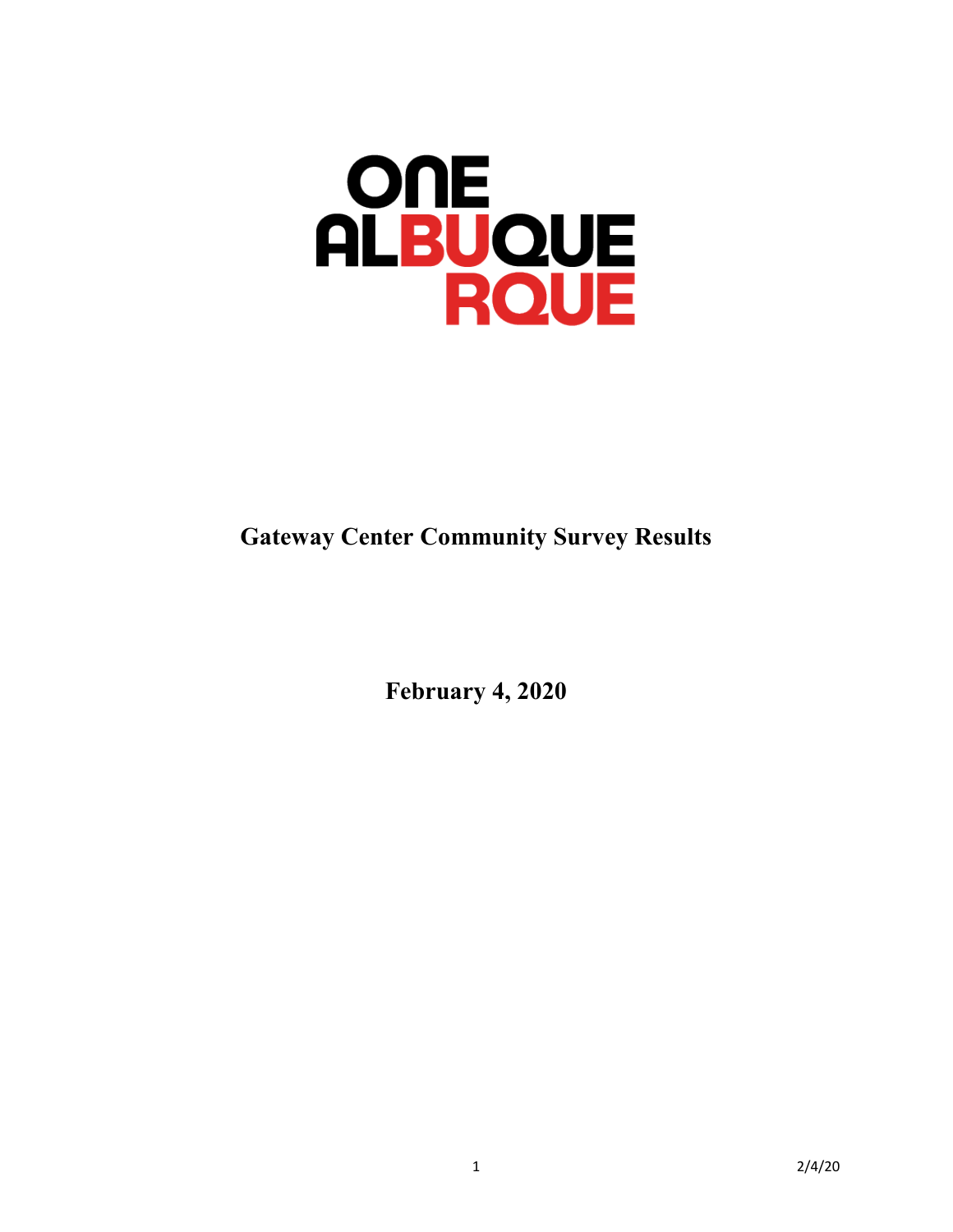ONE ALBUQUERQUE

# Gateway Center Community Survey Results

**February 4, 2020**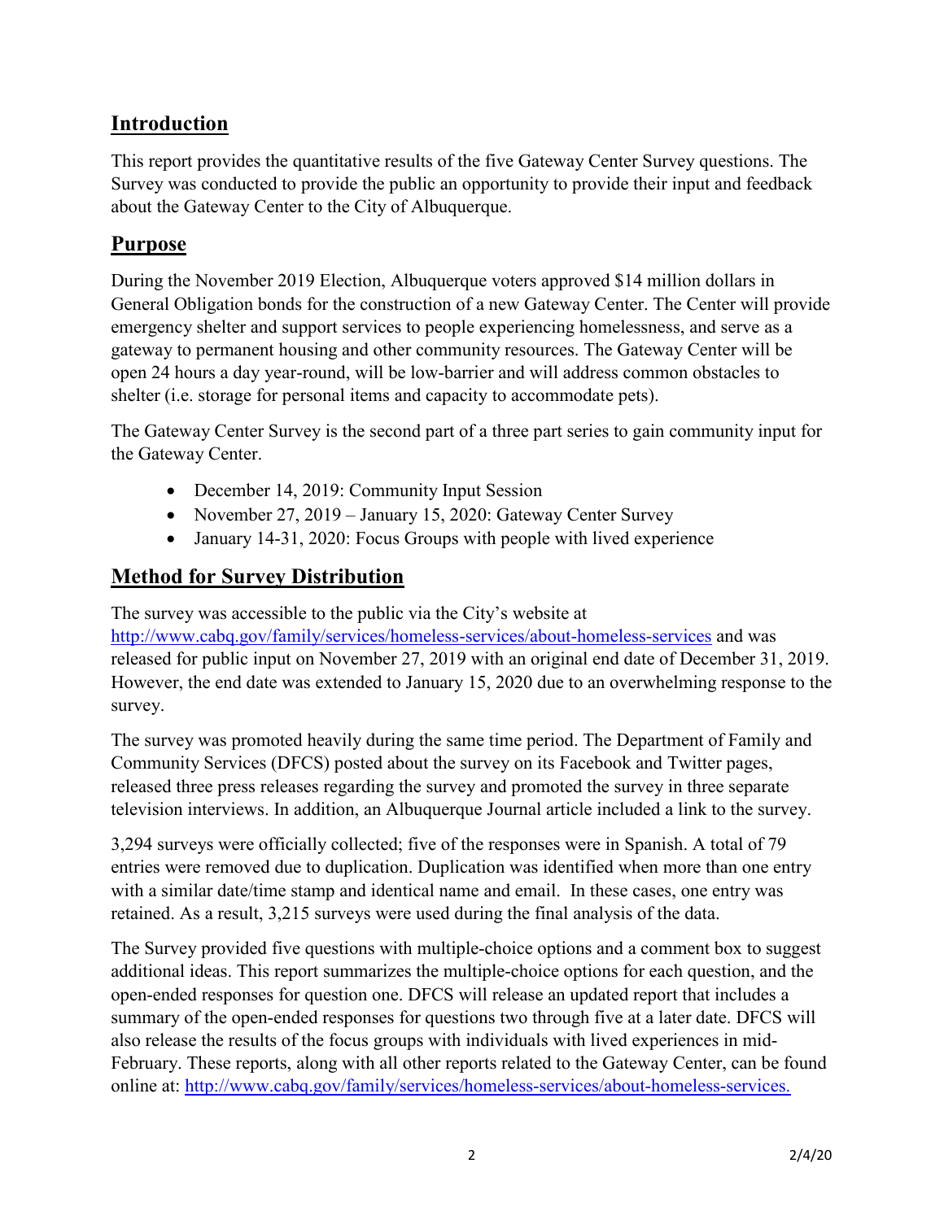## Introduction

This report provides the quantitative results of the five Gateway Center Survey questions. The Survey was conducted to provide the public an opportunity to provide their input and feedback about the Gateway Center to the City of Albuquerque.

## Purpose

During the November 2019 Election, Albuquerque voters approved $14 million dollars in General Obligation bonds for the construction of a new Gateway Center. The Center will provide emergency shelter and support services to people experiencing homelessness, and serve as a gateway to permanent housing and other community resources. The Gateway Center will be open 24 hours a day year-round, will be low-barrier and will address common obstacles to shelter (i.e. storage for personal items and capacity to accommodate pets).

The Gateway Center Survey is the second part of a three part series to gain community input for the Gateway Center.

- December 14, 2019: Community Input Session
- November 27, 2019 – January 15, 2020: Gateway Center Survey
- January 14-31, 2020: Focus Groups with people with lived experience

## Method for Survey Distribution

The survey was accessible to the public via the City's website at http://www.cabq.gov/family/services/homeless-services/about-homeless-services and was released for public input on November 27, 2019 with an original end date of December 31, 2019. However, the end date was extended to January 15, 2020 due to an overwhelming response to the survey.

The survey was promoted heavily during the same time period. The Department of Family and Community Services (DFCS) posted about the survey on its Facebook and Twitter pages, released three press releases regarding the survey and promoted the survey in three separate television interviews. In addition, an Albuquerque Journal article included a link to the survey.

3,294 surveys were officially collected; five of the responses were in Spanish. A total of 79 entries were removed due to duplication. Duplication was identified when more than one entry with a similar date/time stamp and identical name and email. In these cases, one entry was retained. As a result, 3,215 surveys were used during the final analysis of the data.

The Survey provided five questions with multiple-choice options and a comment box to suggest additional ideas. This report summarizes the multiple-choice options for each question, and the open-ended responses for question one. DFCS will release an updated report that includes a summary of the open-ended responses for questions two through five at a later date. DFCS will also release the results of the focus groups with individuals with lived experiences in mid-February. These reports, along with all other reports related to the Gateway Center, can be found online at: http://www.cabq.gov/family/services/homeless-services/about-homeless-services.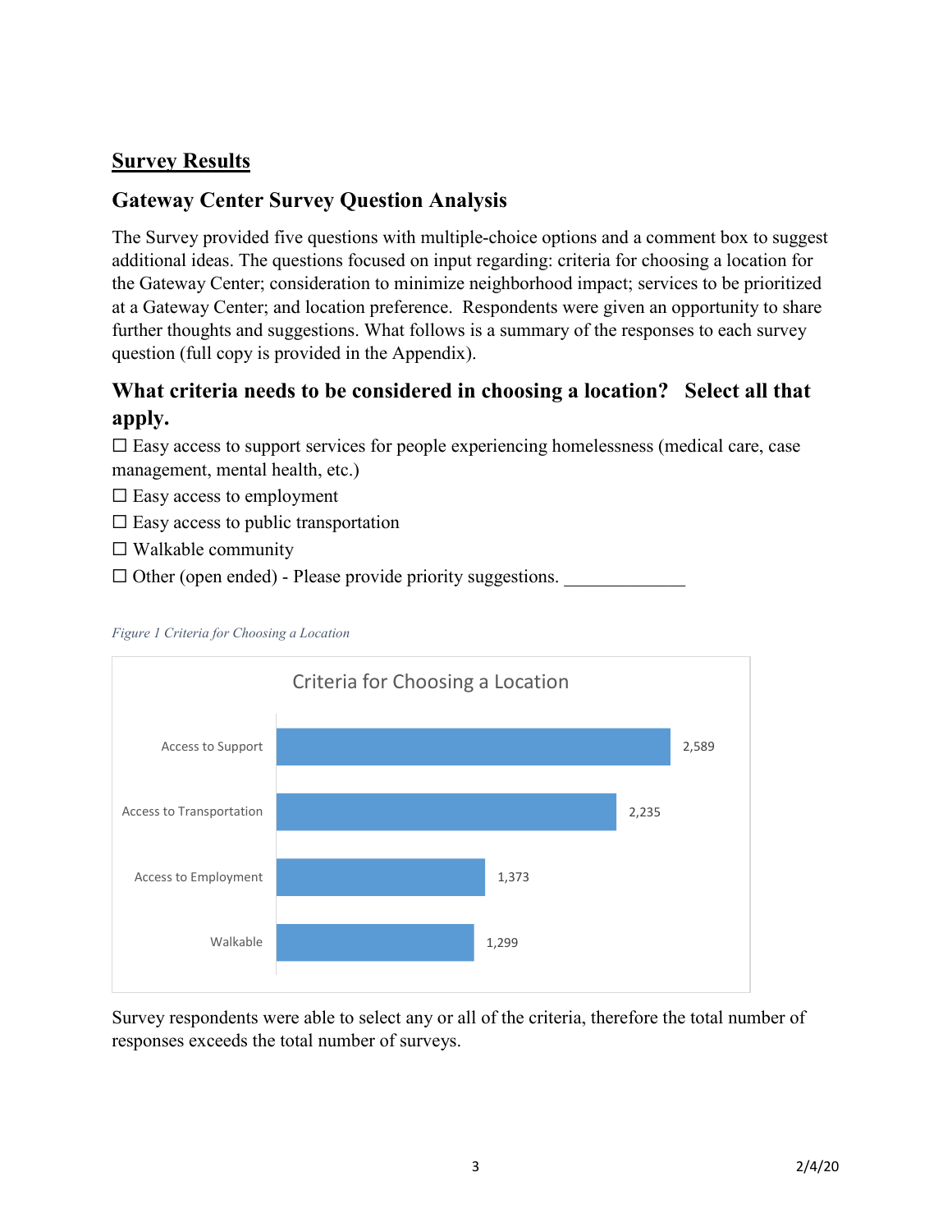## Survey Results

### Gateway Center Survey Question Analysis

The Survey provided five questions with multiple-choice options and a comment box to suggest additional ideas. The questions focused on input regarding: criteria for choosing a location for the Gateway Center; consideration to minimize neighborhood impact; services to be prioritized at a Gateway Center; and location preference. Respondents were given an opportunity to share further thoughts and suggestions. What follows is a summary of the responses to each survey question (full copy is provided in the Appendix).

### What criteria needs to be considered in choosing a location? Select all that apply.

☐ Easy access to support services for people experiencing homelessness (medical care, case management, mental health, etc.)

☐ Easy access to employment

☐ Easy access to public transportation

☐ Walkable community

☐ Other (open ended) - Please provide priority suggestions. _____________

*Figure 1 Criteria for Choosing a Location*

**Criteria for Choosing a Location**

| Criteria | Responses |
|---|---|
| Access to Support | 2,589 |
| Access to Transportation | 2,235 |
| Access to Employment | 1,373 |
| Walkable | 1,299 |

Survey respondents were able to select any or all of the criteria, therefore the total number of responses exceeds the total number of surveys.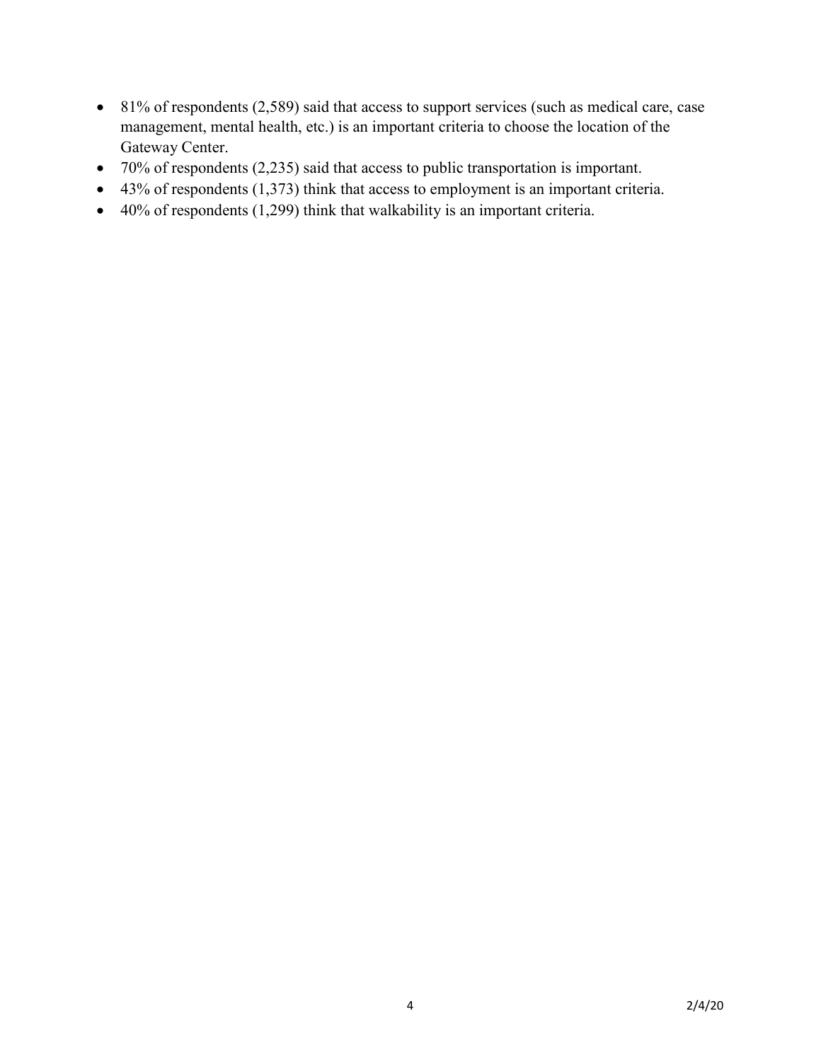- 81% of respondents (2,589) said that access to support services (such as medical care, case management, mental health, etc.) is an important criteria to choose the location of the Gateway Center.
- 70% of respondents (2,235) said that access to public transportation is important.
- 43% of respondents (1,373) think that access to employment is an important criteria.
- 40% of respondents (1,299) think that walkability is an important criteria.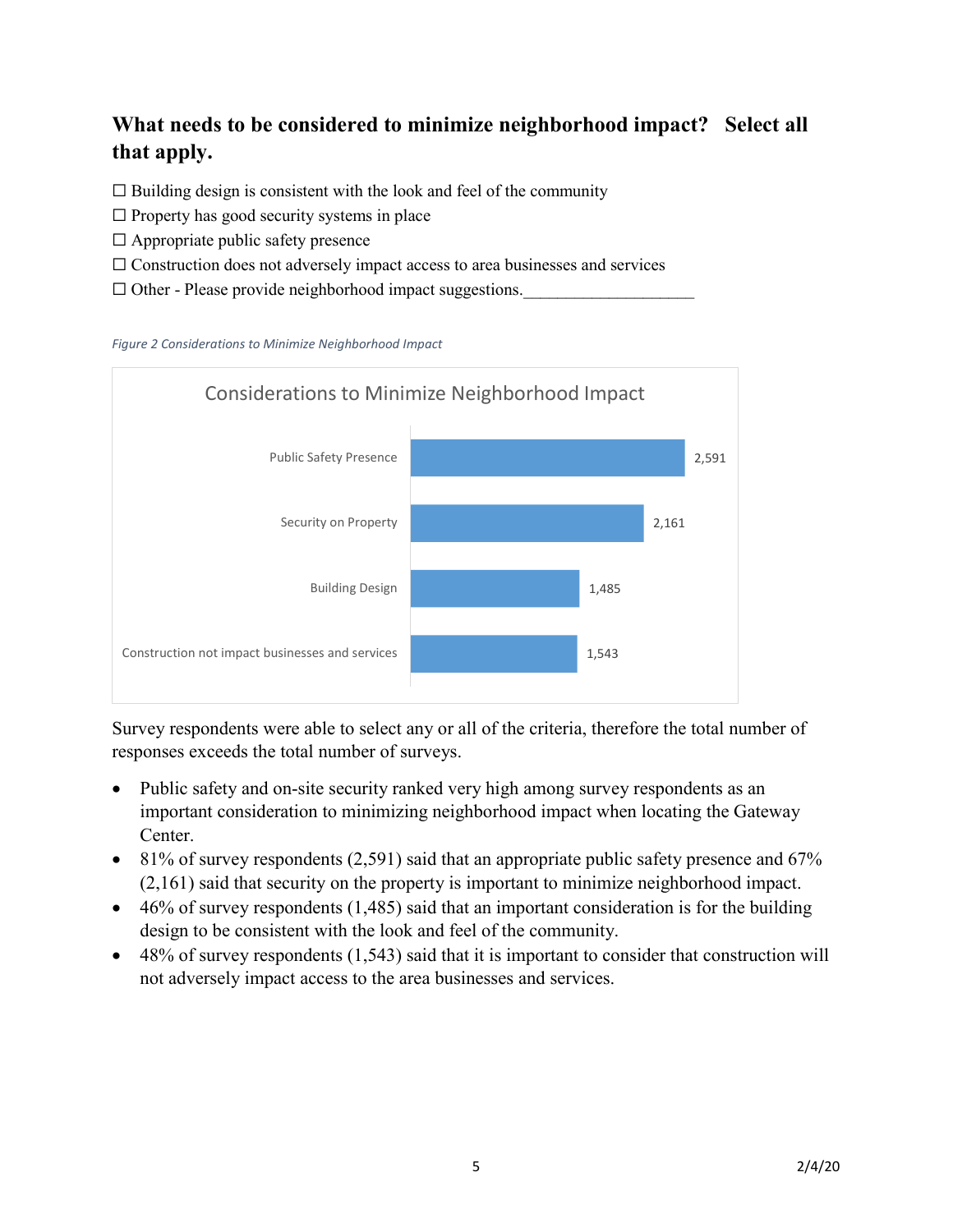## What needs to be considered to minimize neighborhood impact? Select all that apply.

☐ Building design is consistent with the look and feel of the community
☐ Property has good security systems in place
☐ Appropriate public safety presence
☐ Construction does not adversely impact access to area businesses and services
☐ Other - Please provide neighborhood impact suggestions.____________________

*Figure 2 Considerations to Minimize Neighborhood Impact*

| Considerations to Minimize Neighborhood Impact | |
|---|---|
| Public Safety Presence | 2,591 |
| Security on Property | 2,161 |
| Building Design | 1,485 |
| Construction not impact businesses and services | 1,543 |

Survey respondents were able to select any or all of the criteria, therefore the total number of responses exceeds the total number of surveys.

- Public safety and on-site security ranked very high among survey respondents as an important consideration to minimizing neighborhood impact when locating the Gateway Center.
- 81% of survey respondents (2,591) said that an appropriate public safety presence and 67% (2,161) said that security on the property is important to minimize neighborhood impact.
- 46% of survey respondents (1,485) said that an important consideration is for the building design to be consistent with the look and feel of the community.
- 48% of survey respondents (1,543) said that it is important to consider that construction will not adversely impact access to the area businesses and services.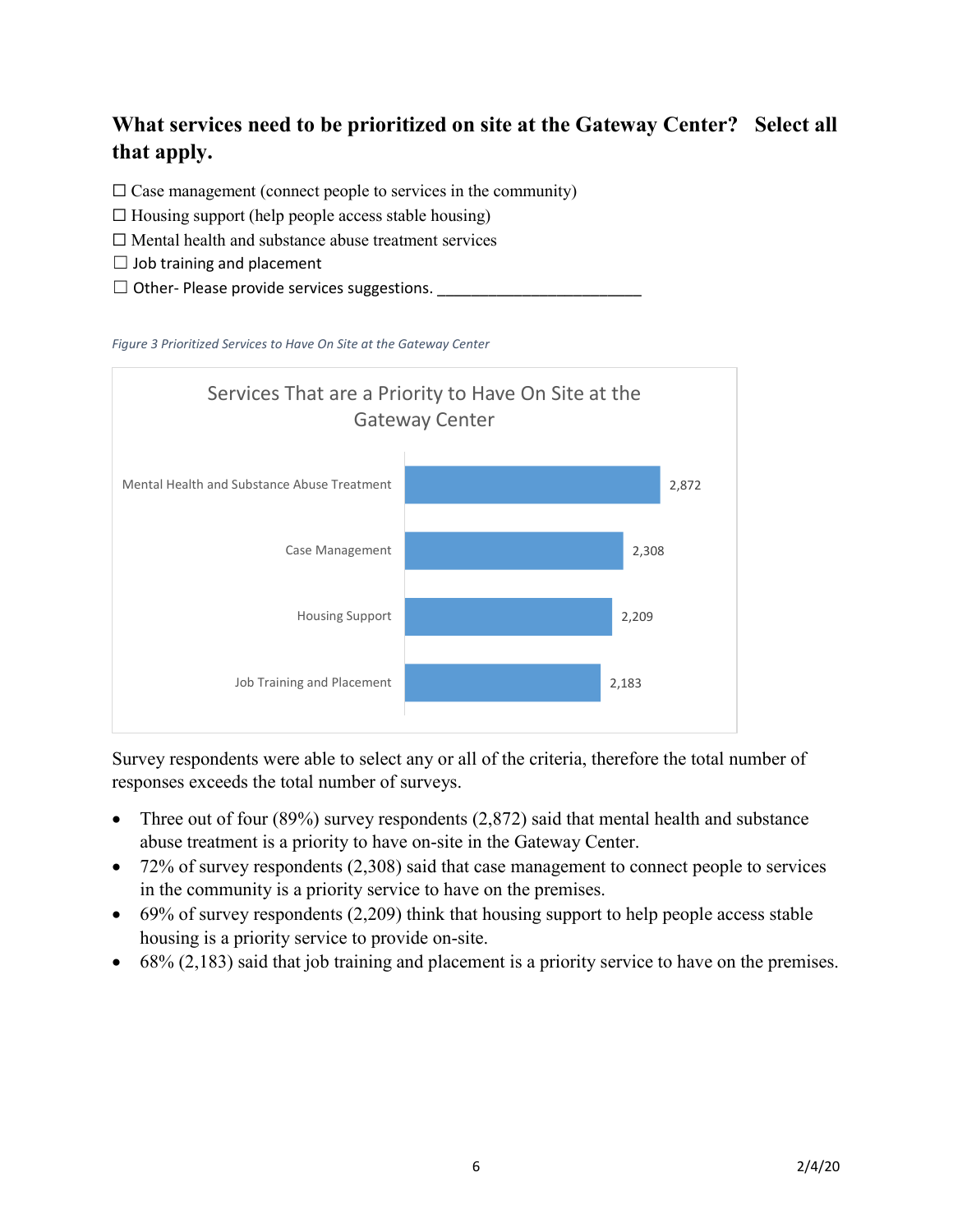## What services need to be prioritized on site at the Gateway Center? Select all that apply.

☐ Case management (connect people to services in the community)
☐ Housing support (help people access stable housing)
☐ Mental health and substance abuse treatment services
☐ Job training and placement
☐ Other- Please provide services suggestions. ________________________

*Figure 3 Prioritized Services to Have On Site at the Gateway Center*

Services That are a Priority to Have On Site at the Gateway Center

| Service | Responses |
|---|---|
| Mental Health and Substance Abuse Treatment | 2,872 |
| Case Management | 2,308 |
| Housing Support | 2,209 |
| Job Training and Placement | 2,183 |

Survey respondents were able to select any or all of the criteria, therefore the total number of responses exceeds the total number of surveys.

- Three out of four (89%) survey respondents (2,872) said that mental health and substance abuse treatment is a priority to have on-site in the Gateway Center.
- 72% of survey respondents (2,308) said that case management to connect people to services in the community is a priority service to have on the premises.
- 69% of survey respondents (2,209) think that housing support to help people access stable housing is a priority service to provide on-site.
- 68% (2,183) said that job training and placement is a priority service to have on the premises.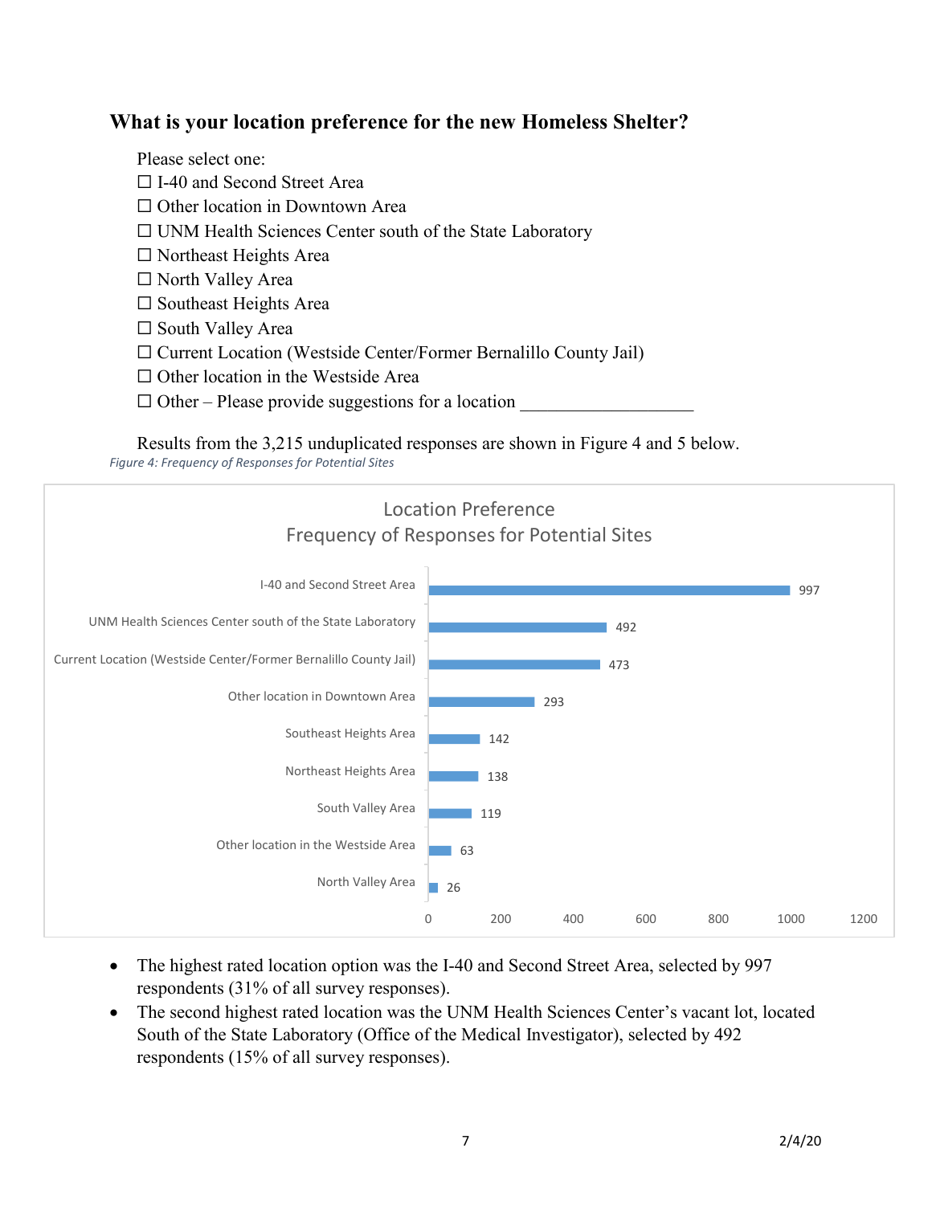### What is your location preference for the new Homeless Shelter?

Please select one:

☐ I-40 and Second Street Area
☐ Other location in Downtown Area
☐ UNM Health Sciences Center south of the State Laboratory
☐ Northeast Heights Area
☐ North Valley Area
☐ Southeast Heights Area
☐ South Valley Area
☐ Current Location (Westside Center/Former Bernalillo County Jail)
☐ Other location in the Westside Area
☐ Other – Please provide suggestions for a location ___________________

Results from the 3,215 unduplicated responses are shown in Figure 4 and 5 below.

*Figure 4: Frequency of Responses for Potential Sites*

**Location Preference**
**Frequency of Responses for Potential Sites**

| Location | Responses |
|---|---|
| I-40 and Second Street Area | 997 |
| UNM Health Sciences Center south of the State Laboratory | 492 |
| Current Location (Westside Center/Former Bernalillo County Jail) | 473 |
| Other location in Downtown Area | 293 |
| Southeast Heights Area | 142 |
| Northeast Heights Area | 138 |
| South Valley Area | 119 |
| Other location in the Westside Area | 63 |
| North Valley Area | 26 |

- The highest rated location option was the I-40 and Second Street Area, selected by 997 respondents (31% of all survey responses).
- The second highest rated location was the UNM Health Sciences Center's vacant lot, located South of the State Laboratory (Office of the Medical Investigator), selected by 492 respondents (15% of all survey responses).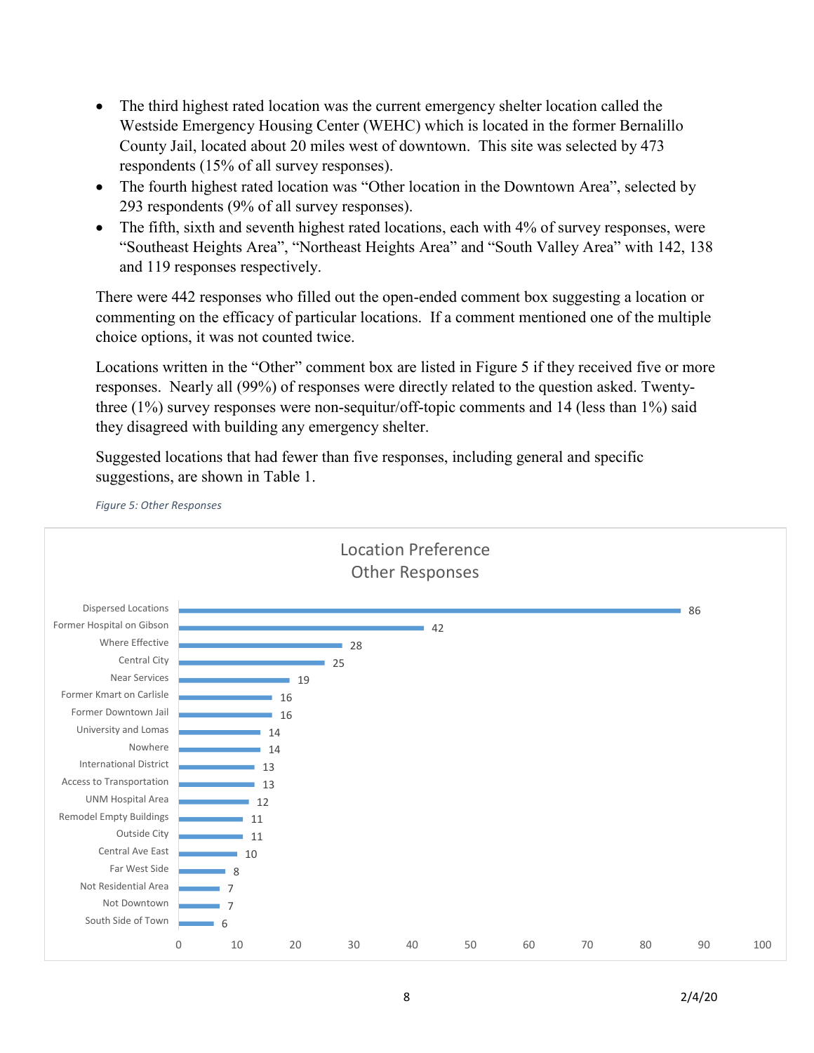- The third highest rated location was the current emergency shelter location called the Westside Emergency Housing Center (WEHC) which is located in the former Bernalillo County Jail, located about 20 miles west of downtown. This site was selected by 473 respondents (15% of all survey responses).
- The fourth highest rated location was "Other location in the Downtown Area", selected by 293 respondents (9% of all survey responses).
- The fifth, sixth and seventh highest rated locations, each with 4% of survey responses, were "Southeast Heights Area", "Northeast Heights Area" and "South Valley Area" with 142, 138 and 119 responses respectively.

There were 442 responses who filled out the open-ended comment box suggesting a location or commenting on the efficacy of particular locations. If a comment mentioned one of the multiple choice options, it was not counted twice.

Locations written in the "Other" comment box are listed in Figure 5 if they received five or more responses. Nearly all (99%) of responses were directly related to the question asked. Twenty-three (1%) survey responses were non-sequitur/off-topic comments and 14 (less than 1%) said they disagreed with building any emergency shelter.

Suggested locations that had fewer than five responses, including general and specific suggestions, are shown in Table 1.

*Figure 5: Other Responses*

**Location Preference Other Responses**

| Location | Responses |
|---|---|
| Dispersed Locations | 86 |
| Former Hospital on Gibson | 42 |
| Where Effective | 28 |
| Central City | 25 |
| Near Services | 19 |
| Former Kmart on Carlisle | 16 |
| Former Downtown Jail | 16 |
| University and Lomas | 14 |
| Nowhere | 14 |
| International District | 13 |
| Access to Transportation | 13 |
| UNM Hospital Area | 12 |
| Remodel Empty Buildings | 11 |
| Outside City | 11 |
| Central Ave East | 10 |
| Far West Side | 8 |
| Not Residential Area | 7 |
| Not Downtown | 7 |
| South Side of Town | 6 |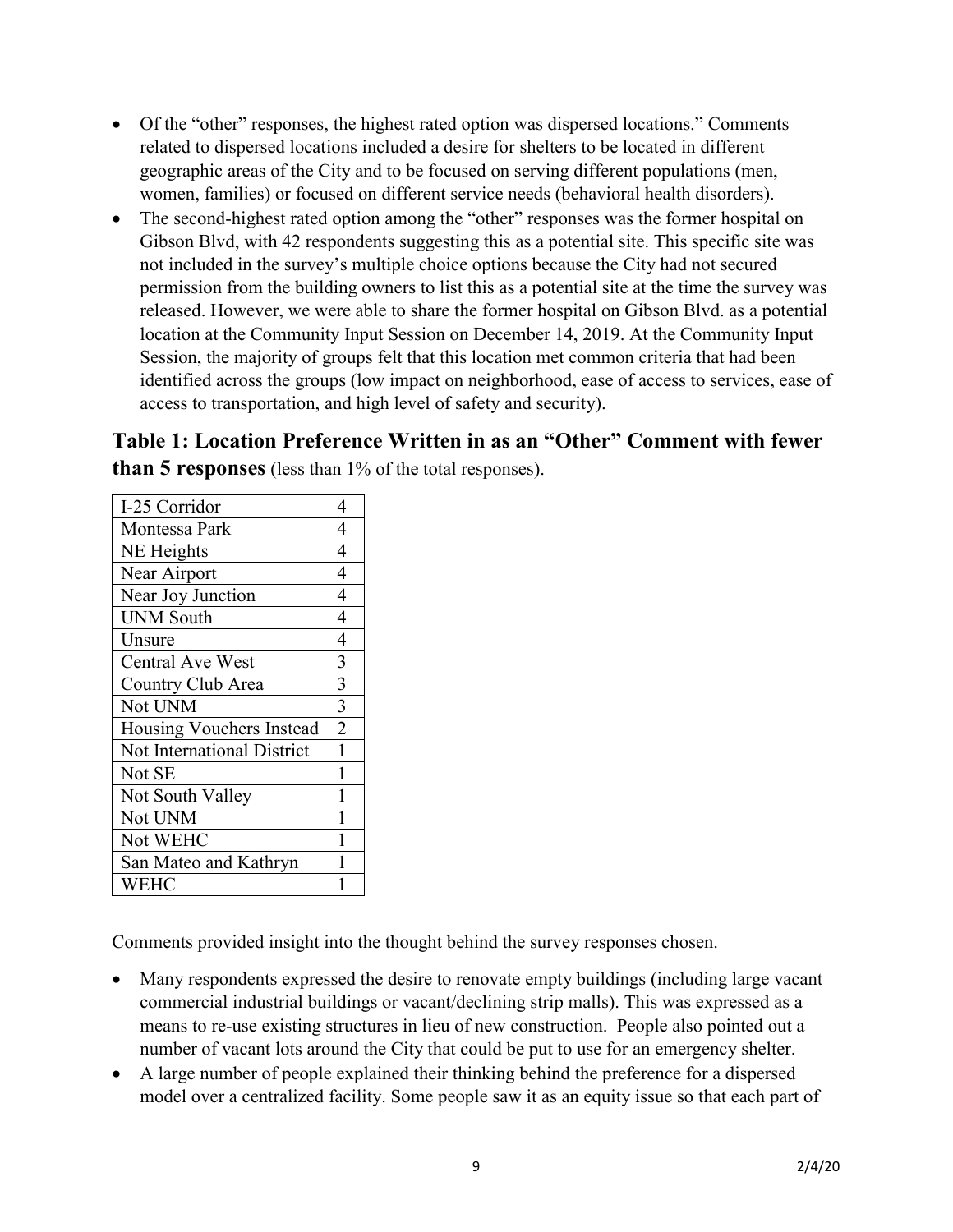- Of the "other" responses, the highest rated option was dispersed locations." Comments related to dispersed locations included a desire for shelters to be located in different geographic areas of the City and to be focused on serving different populations (men, women, families) or focused on different service needs (behavioral health disorders).
- The second-highest rated option among the "other" responses was the former hospital on Gibson Blvd, with 42 respondents suggesting this as a potential site. This specific site was not included in the survey's multiple choice options because the City had not secured permission from the building owners to list this as a potential site at the time the survey was released. However, we were able to share the former hospital on Gibson Blvd. as a potential location at the Community Input Session on December 14, 2019. At the Community Input Session, the majority of groups felt that this location met common criteria that had been identified across the groups (low impact on neighborhood, ease of access to services, ease of access to transportation, and high level of safety and security).

## Table 1: Location Preference Written in as an "Other" Comment with fewer than 5 responses (less than 1% of the total responses).

| Location | Responses |
|---|---|
| I-25 Corridor | 4 |
| Montessa Park | 4 |
| NE Heights | 4 |
| Near Airport | 4 |
| Near Joy Junction | 4 |
| UNM South | 4 |
| Unsure | 4 |
| Central Ave West | 3 |
| Country Club Area | 3 |
| Not UNM | 3 |
| Housing Vouchers Instead | 2 |
| Not International District | 1 |
| Not SE | 1 |
| Not South Valley | 1 |
| Not UNM | 1 |
| Not WEHC | 1 |
| San Mateo and Kathryn | 1 |
| WEHC | 1 |

Comments provided insight into the thought behind the survey responses chosen.

- Many respondents expressed the desire to renovate empty buildings (including large vacant commercial industrial buildings or vacant/declining strip malls). This was expressed as a means to re-use existing structures in lieu of new construction. People also pointed out a number of vacant lots around the City that could be put to use for an emergency shelter.
- A large number of people explained their thinking behind the preference for a dispersed model over a centralized facility. Some people saw it as an equity issue so that each part of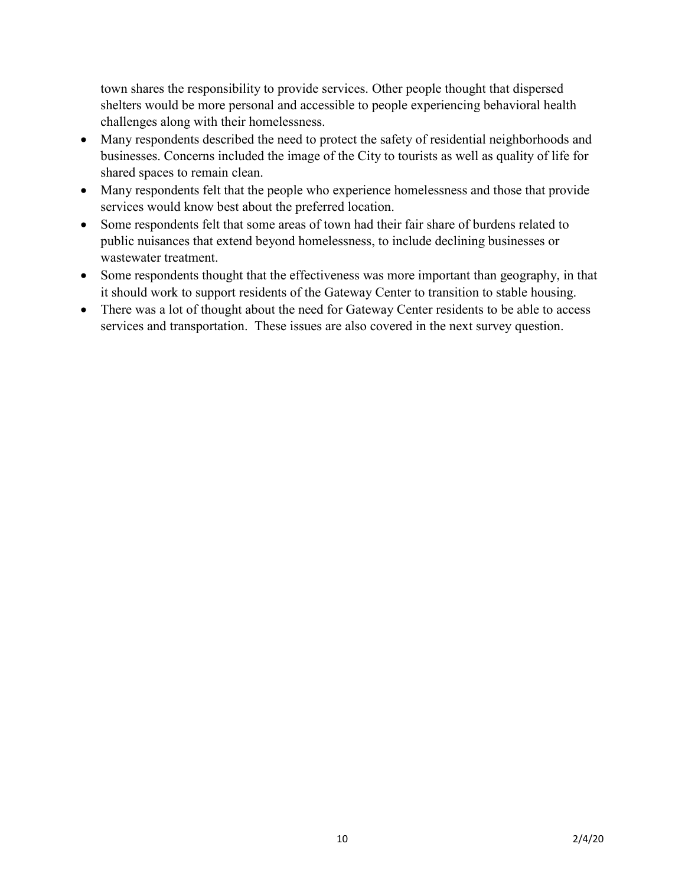town shares the responsibility to provide services. Other people thought that dispersed shelters would be more personal and accessible to people experiencing behavioral health challenges along with their homelessness.

- Many respondents described the need to protect the safety of residential neighborhoods and businesses. Concerns included the image of the City to tourists as well as quality of life for shared spaces to remain clean.
- Many respondents felt that the people who experience homelessness and those that provide services would know best about the preferred location.
- Some respondents felt that some areas of town had their fair share of burdens related to public nuisances that extend beyond homelessness, to include declining businesses or wastewater treatment.
- Some respondents thought that the effectiveness was more important than geography, in that it should work to support residents of the Gateway Center to transition to stable housing.
- There was a lot of thought about the need for Gateway Center residents to be able to access services and transportation. These issues are also covered in the next survey question.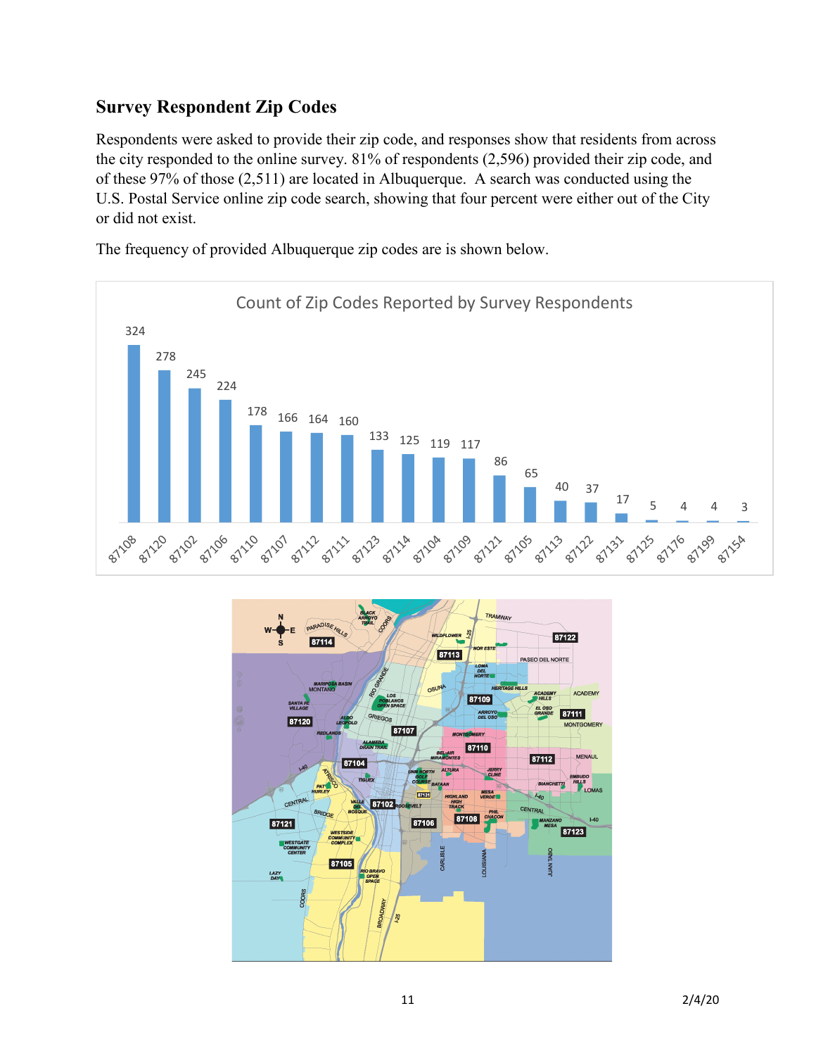## Survey Respondent Zip Codes

Respondents were asked to provide their zip code, and responses show that residents from across the city responded to the online survey. 81% of respondents (2,596) provided their zip code, and of these 97% of those (2,511) are located in Albuquerque. A search was conducted using the U.S. Postal Service online zip code search, showing that four percent were either out of the City or did not exist.

The frequency of provided Albuquerque zip codes are is shown below.

**Count of Zip Codes Reported by Survey Respondents**

| Zip Code | Count |
|---|---|
| 87108 | 324 |
| 87120 | 278 |
| 87102 | 245 |
| 87106 | 224 |
| 87110 | 178 |
| 87107 | 166 |
| 87112 | 164 |
| 87111 | 160 |
| 87123 | 133 |
| 87114 | 125 |
| 87104 | 119 |
| 87109 | 117 |
| 87121 | 86 |
| 87105 | 65 |
| 87113 | 40 |
| 87122 | 37 |
| 87131 | 17 |
| 87125 | 5 |
| 87176 | 4 |
| 87199 | 4 |
| 87154 | 3 |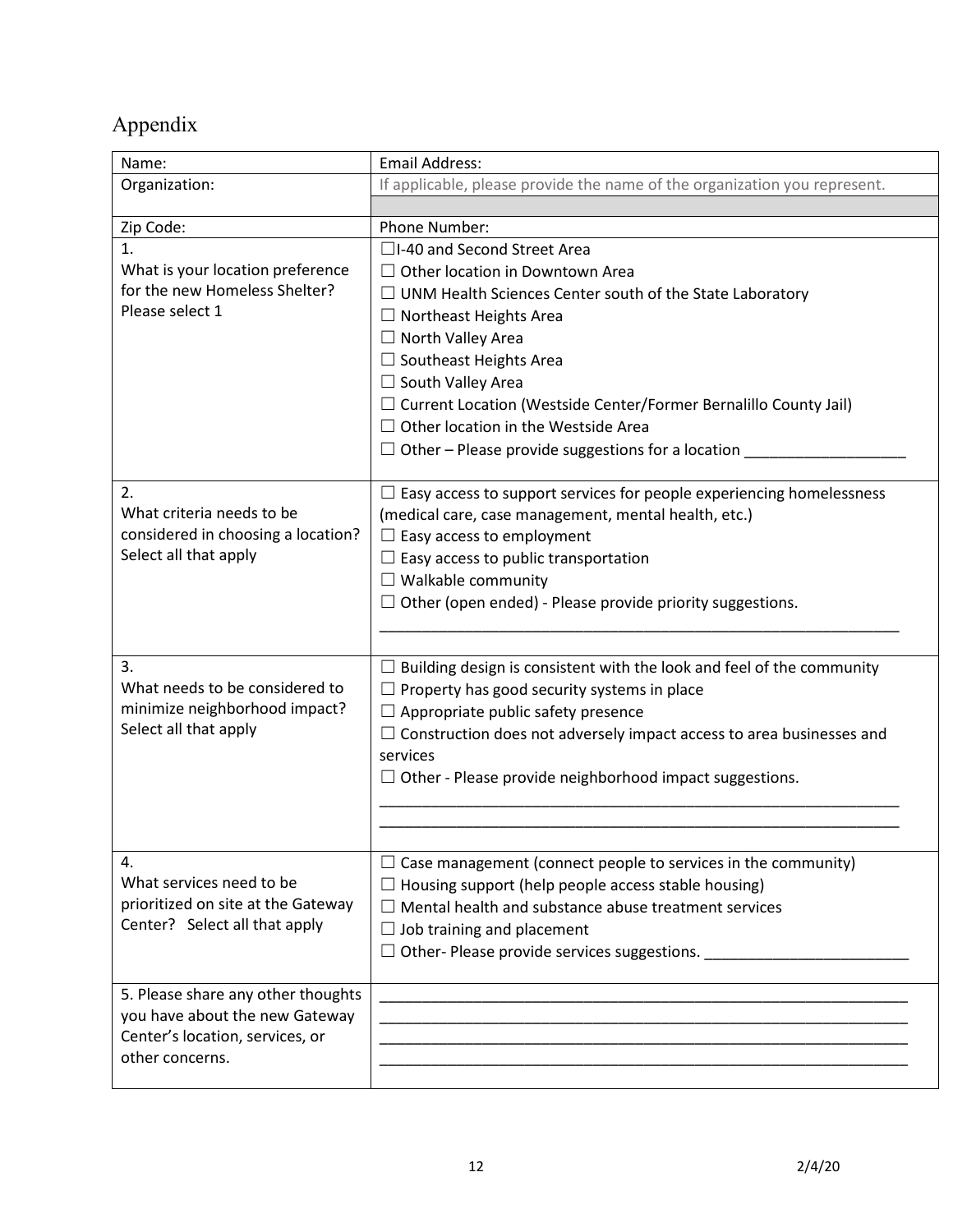# Appendix

| | |
|---|---|
| Name: | Email Address: |
| Organization: | If applicable, please provide the name of the organization you represent. |
| Zip Code: | Phone Number: |
| 1.<br>What is your location preference for the new Homeless Shelter? Please select 1 | ☐I-40 and Second Street Area<br>☐ Other location in Downtown Area<br>☐ UNM Health Sciences Center south of the State Laboratory<br>☐ Northeast Heights Area<br>☐ North Valley Area<br>☐ Southeast Heights Area<br>☐ South Valley Area<br>☐ Current Location (Westside Center/Former Bernalillo County Jail)<br>☐ Other location in the Westside Area<br>☐ Other – Please provide suggestions for a location ___________________ |
| 2.<br>What criteria needs to be considered in choosing a location? Select all that apply | ☐ Easy access to support services for people experiencing homelessness (medical care, case management, mental health, etc.)<br>☐ Easy access to employment<br>☐ Easy access to public transportation<br>☐ Walkable community<br>☐ Other (open ended) - Please provide priority suggestions.<br>_______________________________________________________________ |
| 3.<br>What needs to be considered to minimize neighborhood impact? Select all that apply | ☐ Building design is consistent with the look and feel of the community<br>☐ Property has good security systems in place<br>☐ Appropriate public safety presence<br>☐ Construction does not adversely impact access to area businesses and services<br>☐ Other - Please provide neighborhood impact suggestions.<br>_______________________________________________________________<br>_______________________________________________________________ |
| 4.<br>What services need to be prioritized on site at the Gateway Center? Select all that apply | ☐ Case management (connect people to services in the community)<br>☐ Housing support (help people access stable housing)<br>☐ Mental health and substance abuse treatment services<br>☐ Job training and placement<br>☐ Other- Please provide services suggestions. ________________________ |
| 5. Please share any other thoughts you have about the new Gateway Center's location, services, or other concerns. | _______________________________________________________________<br>_______________________________________________________________<br>_______________________________________________________________<br>_______________________________________________________________ |

2/4/20